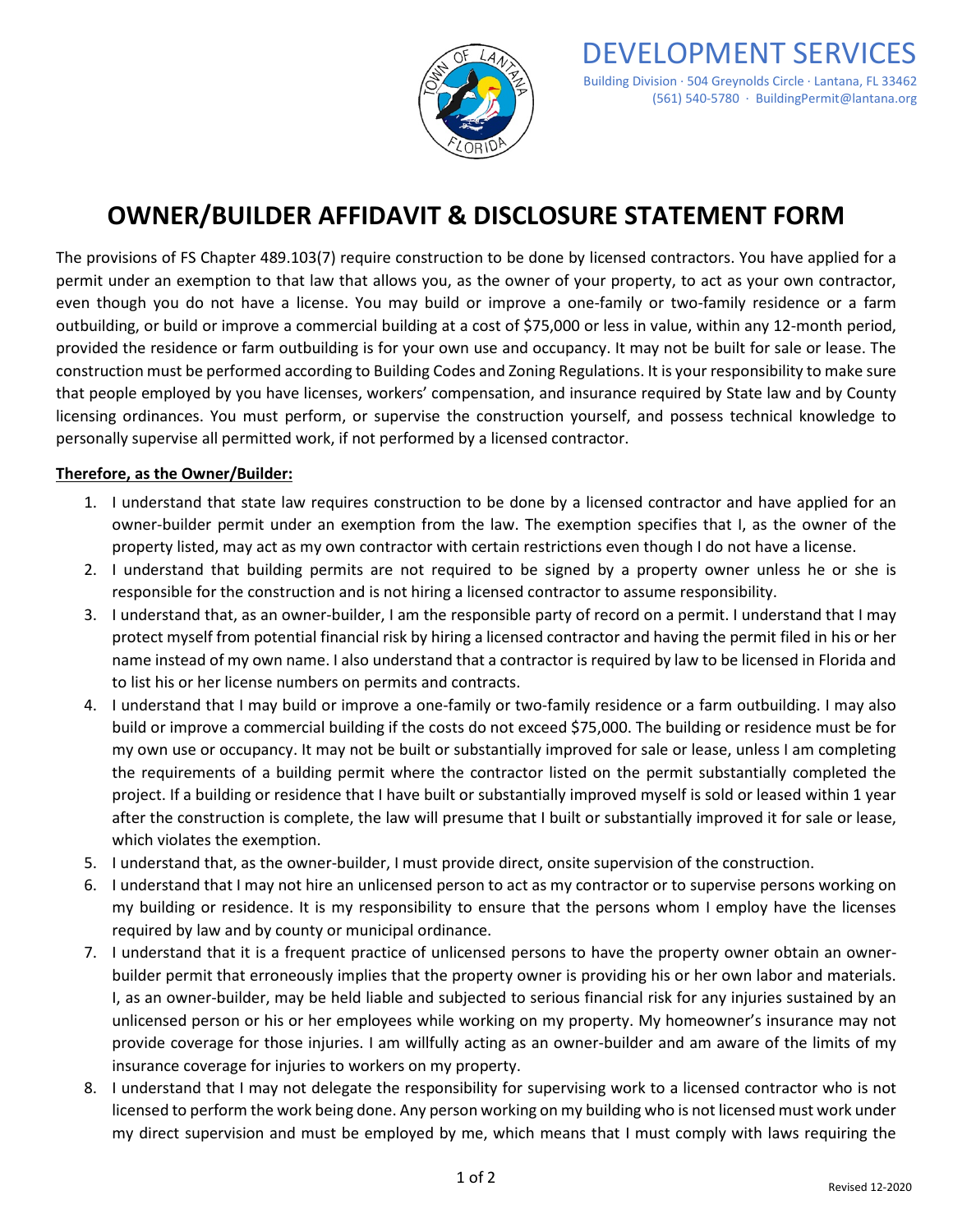# DEVELOPMENT SERVICES

Building Division · 504 Greynolds Circle · Lantana, FL 33462
(561) 540-5780 · BuildingPermit@lantana.org

# OWNER/BUILDER AFFIDAVIT & DISCLOSURE STATEMENT FORM

The provisions of FS Chapter 489.103(7) require construction to be done by licensed contractors. You have applied for a permit under an exemption to that law that allows you, as the owner of your property, to act as your own contractor, even though you do not have a license. You may build or improve a one-family or two-family residence or a farm outbuilding, or build or improve a commercial building at a cost of $75,000 or less in value, within any 12-month period, provided the residence or farm outbuilding is for your own use and occupancy. It may not be built for sale or lease. The construction must be performed according to Building Codes and Zoning Regulations. It is your responsibility to make sure that people employed by you have licenses, workers' compensation, and insurance required by State law and by County licensing ordinances. You must perform, or supervise the construction yourself, and possess technical knowledge to personally supervise all permitted work, if not performed by a licensed contractor.

**Therefore, as the Owner/Builder:**

1. I understand that state law requires construction to be done by a licensed contractor and have applied for an owner-builder permit under an exemption from the law. The exemption specifies that I, as the owner of the property listed, may act as my own contractor with certain restrictions even though I do not have a license.
2. I understand that building permits are not required to be signed by a property owner unless he or she is responsible for the construction and is not hiring a licensed contractor to assume responsibility.
3. I understand that, as an owner-builder, I am the responsible party of record on a permit. I understand that I may protect myself from potential financial risk by hiring a licensed contractor and having the permit filed in his or her name instead of my own name. I also understand that a contractor is required by law to be licensed in Florida and to list his or her license numbers on permits and contracts.
4. I understand that I may build or improve a one-family or two-family residence or a farm outbuilding. I may also build or improve a commercial building if the costs do not exceed $75,000. The building or residence must be for my own use or occupancy. It may not be built or substantially improved for sale or lease, unless I am completing the requirements of a building permit where the contractor listed on the permit substantially completed the project. If a building or residence that I have built or substantially improved myself is sold or leased within 1 year after the construction is complete, the law will presume that I built or substantially improved it for sale or lease, which violates the exemption.
5. I understand that, as the owner-builder, I must provide direct, onsite supervision of the construction.
6. I understand that I may not hire an unlicensed person to act as my contractor or to supervise persons working on my building or residence. It is my responsibility to ensure that the persons whom I employ have the licenses required by law and by county or municipal ordinance.
7. I understand that it is a frequent practice of unlicensed persons to have the property owner obtain an owner-builder permit that erroneously implies that the property owner is providing his or her own labor and materials. I, as an owner-builder, may be held liable and subjected to serious financial risk for any injuries sustained by an unlicensed person or his or her employees while working on my property. My homeowner's insurance may not provide coverage for those injuries. I am willfully acting as an owner-builder and am aware of the limits of my insurance coverage for injuries to workers on my property.
8. I understand that I may not delegate the responsibility for supervising work to a licensed contractor who is not licensed to perform the work being done. Any person working on my building who is not licensed must work under my direct supervision and must be employed by me, which means that I must comply with laws requiring the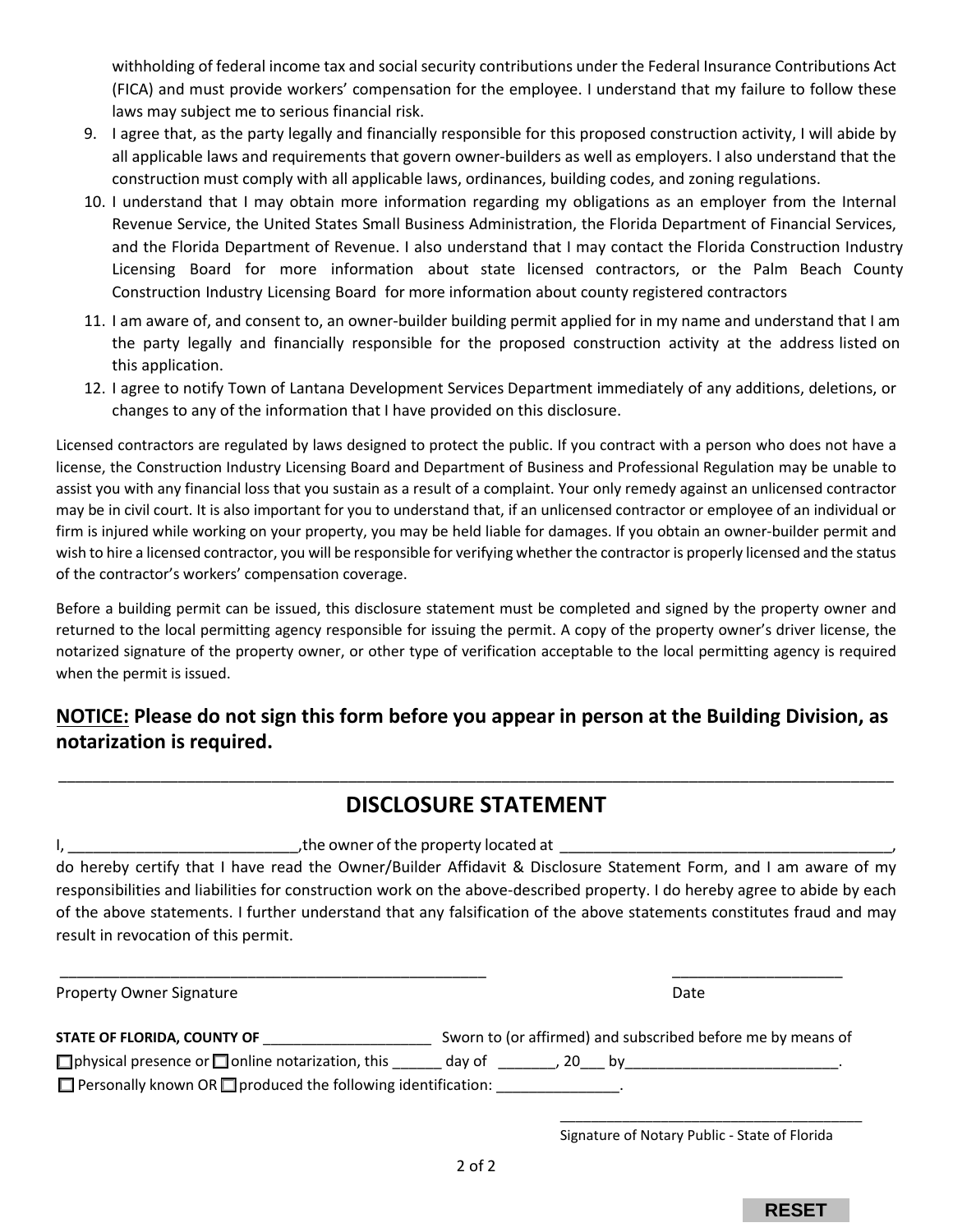withholding of federal income tax and social security contributions under the Federal Insurance Contributions Act (FICA) and must provide workers' compensation for the employee. I understand that my failure to follow these laws may subject me to serious financial risk.

9. I agree that, as the party legally and financially responsible for this proposed construction activity, I will abide by all applicable laws and requirements that govern owner-builders as well as employers. I also understand that the construction must comply with all applicable laws, ordinances, building codes, and zoning regulations.
10. I understand that I may obtain more information regarding my obligations as an employer from the Internal Revenue Service, the United States Small Business Administration, the Florida Department of Financial Services, and the Florida Department of Revenue. I also understand that I may contact the Florida Construction Industry Licensing Board for more information about state licensed contractors, or the Palm Beach County Construction Industry Licensing Board for more information about county registered contractors
11. I am aware of, and consent to, an owner-builder building permit applied for in my name and understand that I am the party legally and financially responsible for the proposed construction activity at the address listed on this application.
12. I agree to notify Town of Lantana Development Services Department immediately of any additions, deletions, or changes to any of the information that I have provided on this disclosure.

Licensed contractors are regulated by laws designed to protect the public. If you contract with a person who does not have a license, the Construction Industry Licensing Board and Department of Business and Professional Regulation may be unable to assist you with any financial loss that you sustain as a result of a complaint. Your only remedy against an unlicensed contractor may be in civil court. It is also important for you to understand that, if an unlicensed contractor or employee of an individual or firm is injured while working on your property, you may be held liable for damages. If you obtain an owner-builder permit and wish to hire a licensed contractor, you will be responsible for verifying whether the contractor is properly licensed and the status of the contractor's workers' compensation coverage.

Before a building permit can be issued, this disclosure statement must be completed and signed by the property owner and returned to the local permitting agency responsible for issuing the permit. A copy of the property owner's driver license, the notarized signature of the property owner, or other type of verification acceptable to the local permitting agency is required when the permit is issued.

## **NOTICE:** Please do not sign this form before you appear in person at the Building Division, as notarization is required.

---

## DISCLOSURE STATEMENT

I, ___________________________,the owner of the property located at ________________________________________, do hereby certify that I have read the Owner/Builder Affidavit & Disclosure Statement Form, and I am aware of my responsibilities and liabilities for construction work on the above-described property. I do hereby agree to abide by each of the above statements. I further understand that any falsification of the above statements constitutes fraud and may result in revocation of this permit.

___________________________________________________ ____________________

Property Owner Signature Date

**STATE OF FLORIDA, COUNTY OF** ____________________ Sworn to (or affirmed) and subscribed before me by means of ☐ physical presence or ☐ online notarization, this ______ day of _______, 20___ by__________________________.

☐ Personally known OR ☐ produced the following identification: _______________.

______________________________________

Signature of Notary Public - State of Florida

RESET